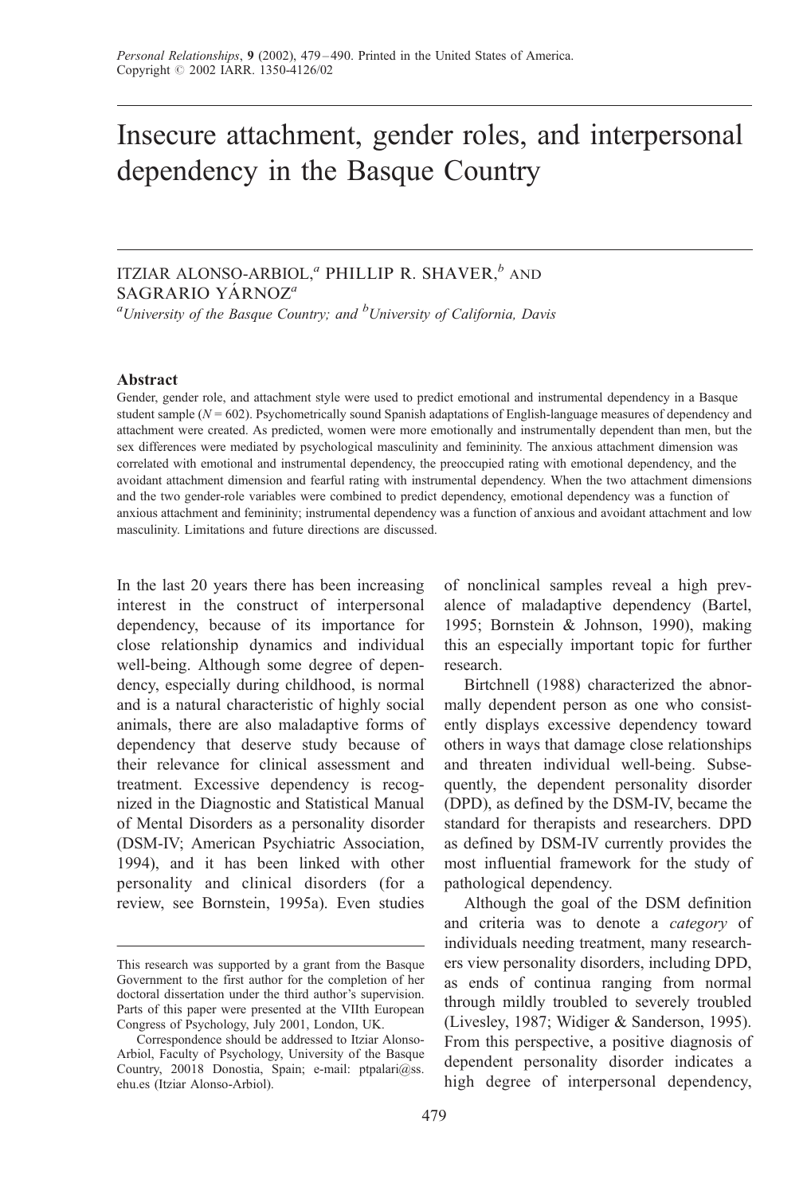# Insecure attachment, gender roles, and interpersonal dependency in the Basque Country

ITZIAR ALONSO-ARBIOL,[a] PHILLIP R. SHAVER,[b] AND SAGRARIO YÁRNOZ[a]

[a]University of the Basque Country; and [b]University of California, Davis

### Abstract

Gender, gender role, and attachment style were used to predict emotional and instrumental dependency in a Basque student sample ($N = 602$). Psychometrically sound Spanish adaptations of English-language measures of dependency and attachment were created. As predicted, women were more emotionally and instrumentally dependent than men, but the sex differences were mediated by psychological masculinity and femininity. The anxious attachment dimension was correlated with emotional and instrumental dependency, the preoccupied rating with emotional dependency, and the avoidant attachment dimension and fearful rating with instrumental dependency. When the two attachment dimensions and the two gender-role variables were combined to predict dependency, emotional dependency was a function of anxious attachment and femininity; instrumental dependency was a function of anxious and avoidant attachment and low masculinity. Limitations and future directions are discussed.

In the last 20 years there has been increasing interest in the construct of interpersonal dependency, because of its importance for close relationship dynamics and individual well-being. Although some degree of dependency, especially during childhood, is normal and is a natural characteristic of highly social animals, there are also maladaptive forms of dependency that deserve study because of their relevance for clinical assessment and treatment. Excessive dependency is recognized in the Diagnostic and Statistical Manual of Mental Disorders as a personality disorder (DSM-IV; American Psychiatric Association, 1994), and it has been linked with other personality and clinical disorders (for a review, see Bornstein, 1995a). Even studies of nonclinical samples reveal a high prevalence of maladaptive dependency (Bartel, 1995; Bornstein & Johnson, 1990), making this an especially important topic for further research.

Birtchnell (1988) characterized the abnormally dependent person as one who consistently displays excessive dependency toward others in ways that damage close relationships and threaten individual well-being. Subsequently, the dependent personality disorder (DPD), as defined by the DSM-IV, became the standard for therapists and researchers. DPD as defined by DSM-IV currently provides the most influential framework for the study of pathological dependency.

Although the goal of the DSM definition and criteria was to denote a *category* of individuals needing treatment, many researchers view personality disorders, including DPD, as ends of continua ranging from normal through mildly troubled to severely troubled (Livesley, 1987; Widiger & Sanderson, 1995). From this perspective, a positive diagnosis of dependent personality disorder indicates a high degree of interpersonal dependency,

This research was supported by a grant from the Basque Government to the first author for the completion of her doctoral dissertation under the third author's supervision. Parts of this paper were presented at the VIIth European Congress of Psychology, July 2001, London, UK.

Correspondence should be addressed to Itziar Alonso-Arbiol, Faculty of Psychology, University of the Basque Country, 20018 Donostia, Spain; e-mail: ptpalari@ss.ehu.es (Itziar Alonso-Arbiol).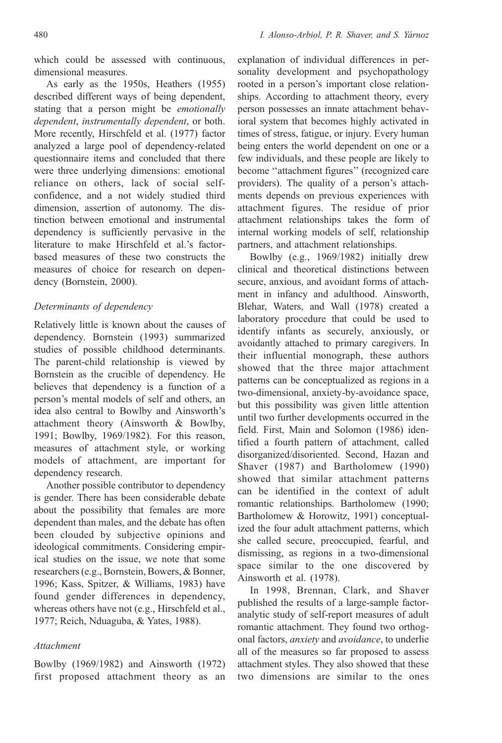which could be assessed with continuous, dimensional measures.

As early as the 1950s, Heathers (1955) described different ways of being dependent, stating that a person might be *emotionally dependent*, *instrumentally dependent*, or both. More recently, Hirschfeld et al. (1977) factor analyzed a large pool of dependency-related questionnaire items and concluded that there were three underlying dimensions: emotional reliance on others, lack of social self-confidence, and a not widely studied third dimension, assertion of autonomy. The distinction between emotional and instrumental dependency is sufficiently pervasive in the literature to make Hirschfeld et al.'s factor-based measures of these two constructs the measures of choice for research on dependency (Bornstein, 2000).

### *Determinants of dependency*

Relatively little is known about the causes of dependency. Bornstein (1993) summarized studies of possible childhood determinants. The parent-child relationship is viewed by Bornstein as the crucible of dependency. He believes that dependency is a function of a person's mental models of self and others, an idea also central to Bowlby and Ainsworth's attachment theory (Ainsworth & Bowlby, 1991; Bowlby, 1969/1982). For this reason, measures of attachment style, or working models of attachment, are important for dependency research.

Another possible contributor to dependency is gender. There has been considerable debate about the possibility that females are more dependent than males, and the debate has often been clouded by subjective opinions and ideological commitments. Considering empirical studies on the issue, we note that some researchers (e.g., Bornstein, Bowers, & Bonner, 1996; Kass, Spitzer, & Williams, 1983) have found gender differences in dependency, whereas others have not (e.g., Hirschfeld et al., 1977; Reich, Nduaguba, & Yates, 1988).

### *Attachment*

Bowlby (1969/1982) and Ainsworth (1972) first proposed attachment theory as an explanation of individual differences in personality development and psychopathology rooted in a person's important close relationships. According to attachment theory, every person possesses an innate attachment behavioral system that becomes highly activated in times of stress, fatigue, or injury. Every human being enters the world dependent on one or a few individuals, and these people are likely to become "attachment figures" (recognized care providers). The quality of a person's attachments depends on previous experiences with attachment figures. The residue of prior attachment relationships takes the form of internal working models of self, relationship partners, and attachment relationships.

Bowlby (e.g., 1969/1982) initially drew clinical and theoretical distinctions between secure, anxious, and avoidant forms of attachment in infancy and adulthood. Ainsworth, Blehar, Waters, and Wall (1978) created a laboratory procedure that could be used to identify infants as securely, anxiously, or avoidantly attached to primary caregivers. In their influential monograph, these authors showed that the three major attachment patterns can be conceptualized as regions in a two-dimensional, anxiety-by-avoidance space, but this possibility was given little attention until two further developments occurred in the field. First, Main and Solomon (1986) identified a fourth pattern of attachment, called disorganized/disoriented. Second, Hazan and Shaver (1987) and Bartholomew (1990) showed that similar attachment patterns can be identified in the context of adult romantic relationships. Bartholomew (1990; Bartholomew & Horowitz, 1991) conceptualized the four adult attachment patterns, which she called secure, preoccupied, fearful, and dismissing, as regions in a two-dimensional space similar to the one discovered by Ainsworth et al. (1978).

In 1998, Brennan, Clark, and Shaver published the results of a large-sample factor-analytic study of self-report measures of adult romantic attachment. They found two orthogonal factors, *anxiety* and *avoidance*, to underlie all of the measures so far proposed to assess attachment styles. They also showed that these two dimensions are similar to the ones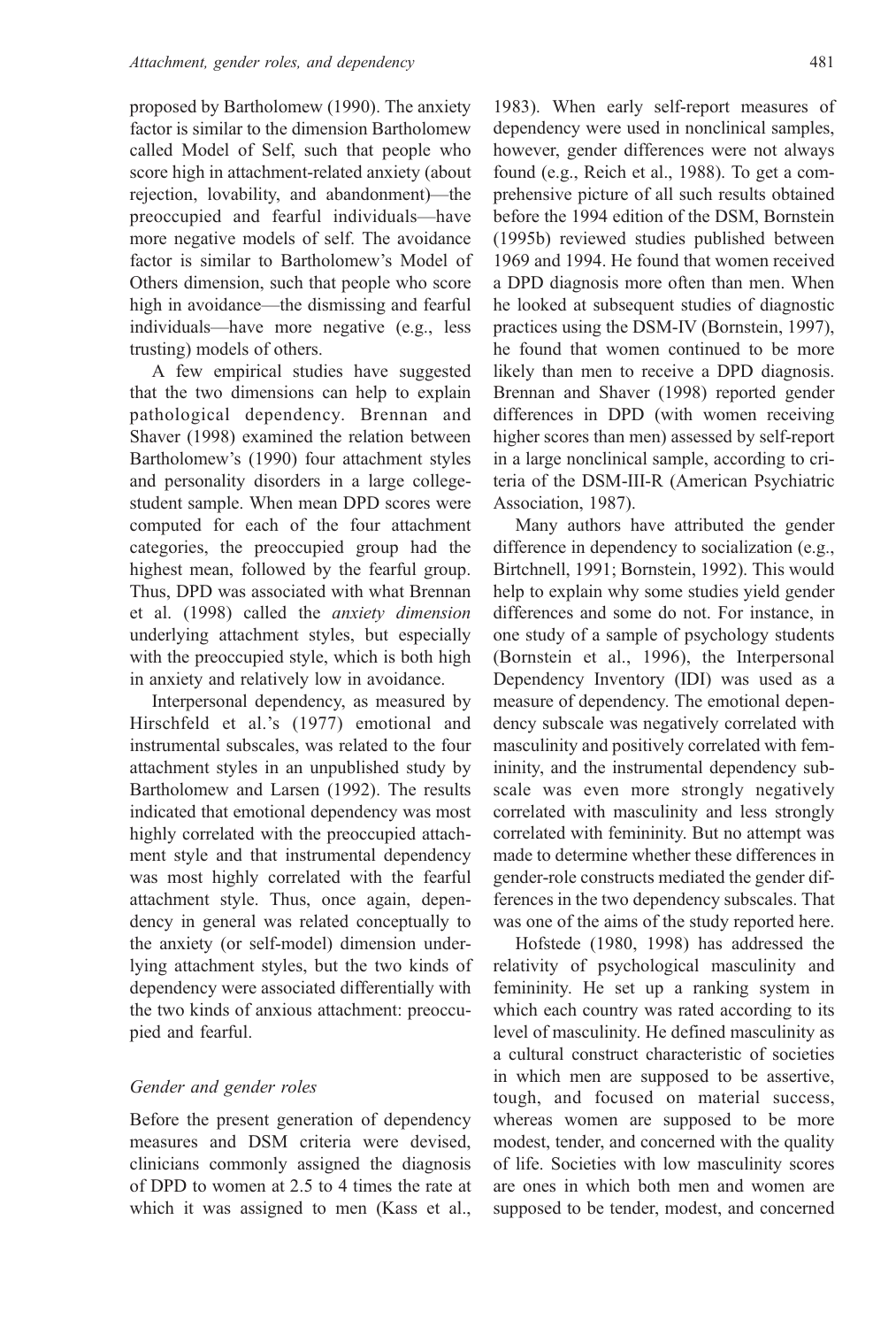proposed by Bartholomew (1990). The anxiety factor is similar to the dimension Bartholomew called Model of Self, such that people who score high in attachment-related anxiety (about rejection, lovability, and abandonment)—the preoccupied and fearful individuals—have more negative models of self. The avoidance factor is similar to Bartholomew's Model of Others dimension, such that people who score high in avoidance—the dismissing and fearful individuals—have more negative (e.g., less trusting) models of others.

A few empirical studies have suggested that the two dimensions can help to explain pathological dependency. Brennan and Shaver (1998) examined the relation between Bartholomew's (1990) four attachment styles and personality disorders in a large college-student sample. When mean DPD scores were computed for each of the four attachment categories, the preoccupied group had the highest mean, followed by the fearful group. Thus, DPD was associated with what Brennan et al. (1998) called the *anxiety dimension* underlying attachment styles, but especially with the preoccupied style, which is both high in anxiety and relatively low in avoidance.

Interpersonal dependency, as measured by Hirschfeld et al.'s (1977) emotional and instrumental subscales, was related to the four attachment styles in an unpublished study by Bartholomew and Larsen (1992). The results indicated that emotional dependency was most highly correlated with the preoccupied attachment style and that instrumental dependency was most highly correlated with the fearful attachment style. Thus, once again, dependency in general was related conceptually to the anxiety (or self-model) dimension underlying attachment styles, but the two kinds of dependency were associated differentially with the two kinds of anxious attachment: preoccupied and fearful.

### *Gender and gender roles*

Before the present generation of dependency measures and DSM criteria were devised, clinicians commonly assigned the diagnosis of DPD to women at 2.5 to 4 times the rate at which it was assigned to men (Kass et al., 1983). When early self-report measures of dependency were used in nonclinical samples, however, gender differences were not always found (e.g., Reich et al., 1988). To get a comprehensive picture of all such results obtained before the 1994 edition of the DSM, Bornstein (1995b) reviewed studies published between 1969 and 1994. He found that women received a DPD diagnosis more often than men. When he looked at subsequent studies of diagnostic practices using the DSM-IV (Bornstein, 1997), he found that women continued to be more likely than men to receive a DPD diagnosis. Brennan and Shaver (1998) reported gender differences in DPD (with women receiving higher scores than men) assessed by self-report in a large nonclinical sample, according to criteria of the DSM-III-R (American Psychiatric Association, 1987).

Many authors have attributed the gender difference in dependency to socialization (e.g., Birtchnell, 1991; Bornstein, 1992). This would help to explain why some studies yield gender differences and some do not. For instance, in one study of a sample of psychology students (Bornstein et al., 1996), the Interpersonal Dependency Inventory (IDI) was used as a measure of dependency. The emotional dependency subscale was negatively correlated with masculinity and positively correlated with femininity, and the instrumental dependency subscale was even more strongly negatively correlated with masculinity and less strongly correlated with femininity. But no attempt was made to determine whether these differences in gender-role constructs mediated the gender differences in the two dependency subscales. That was one of the aims of the study reported here.

Hofstede (1980, 1998) has addressed the relativity of psychological masculinity and femininity. He set up a ranking system in which each country was rated according to its level of masculinity. He defined masculinity as a cultural construct characteristic of societies in which men are supposed to be assertive, tough, and focused on material success, whereas women are supposed to be more modest, tender, and concerned with the quality of life. Societies with low masculinity scores are ones in which both men and women are supposed to be tender, modest, and concerned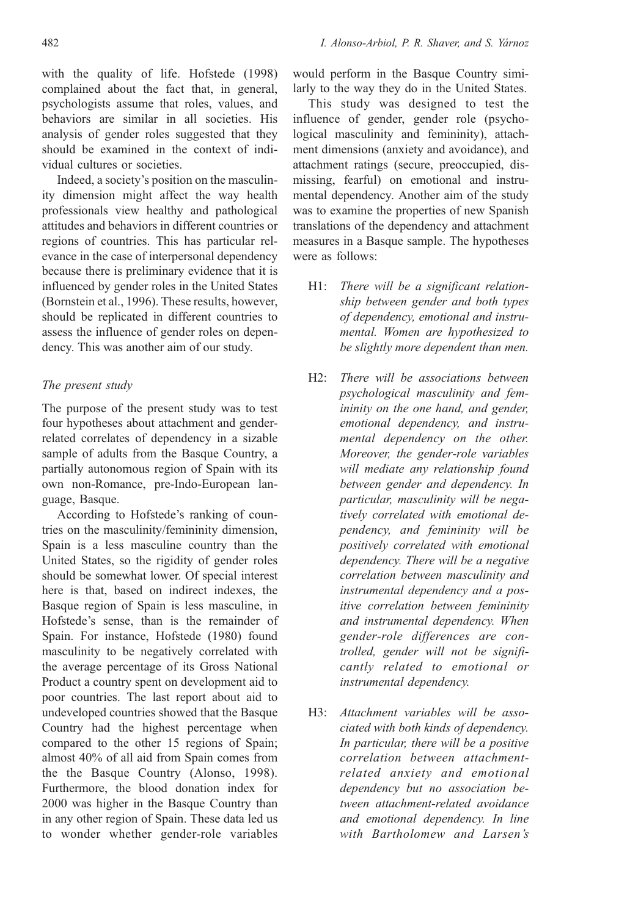with the quality of life. Hofstede (1998) complained about the fact that, in general, psychologists assume that roles, values, and behaviors are similar in all societies. His analysis of gender roles suggested that they should be examined in the context of individual cultures or societies.

Indeed, a society's position on the masculinity dimension might affect the way health professionals view healthy and pathological attitudes and behaviors in different countries or regions of countries. This has particular relevance in the case of interpersonal dependency because there is preliminary evidence that it is influenced by gender roles in the United States (Bornstein et al., 1996). These results, however, should be replicated in different countries to assess the influence of gender roles on dependency. This was another aim of our study.

### *The present study*

The purpose of the present study was to test four hypotheses about attachment and gender-related correlates of dependency in a sizable sample of adults from the Basque Country, a partially autonomous region of Spain with its own non-Romance, pre-Indo-European language, Basque.

According to Hofstede's ranking of countries on the masculinity/femininity dimension, Spain is a less masculine country than the United States, so the rigidity of gender roles should be somewhat lower. Of special interest here is that, based on indirect indexes, the Basque region of Spain is less masculine, in Hofstede's sense, than is the remainder of Spain. For instance, Hofstede (1980) found masculinity to be negatively correlated with the average percentage of its Gross National Product a country spent on development aid to poor countries. The last report about aid to undeveloped countries showed that the Basque Country had the highest percentage when compared to the other 15 regions of Spain; almost 40% of all aid from Spain comes from the the Basque Country (Alonso, 1998). Furthermore, the blood donation index for 2000 was higher in the Basque Country than in any other region of Spain. These data led us to wonder whether gender-role variables would perform in the Basque Country similarly to the way they do in the United States.

This study was designed to test the influence of gender, gender role (psychological masculinity and femininity), attachment dimensions (anxiety and avoidance), and attachment ratings (secure, preoccupied, dismissing, fearful) on emotional and instrumental dependency. Another aim of the study was to examine the properties of new Spanish translations of the dependency and attachment measures in a Basque sample. The hypotheses were as follows:

- H1: *There will be a significant relationship between gender and both types of dependency, emotional and instrumental. Women are hypothesized to be slightly more dependent than men.*
- H2: *There will be associations between psychological masculinity and femininity on the one hand, and gender, emotional dependency, and instrumental dependency on the other. Moreover, the gender-role variables will mediate any relationship found between gender and dependency. In particular, masculinity will be negatively correlated with emotional dependency, and femininity will be positively correlated with emotional dependency. There will be a negative correlation between masculinity and instrumental dependency and a positive correlation between femininity and instrumental dependency. When gender-role differences are controlled, gender will not be significantly related to emotional or instrumental dependency.*
- H3: *Attachment variables will be associated with both kinds of dependency. In particular, there will be a positive correlation between attachment-related anxiety and emotional dependency but no association between attachment-related avoidance and emotional dependency. In line with Bartholomew and Larsen's*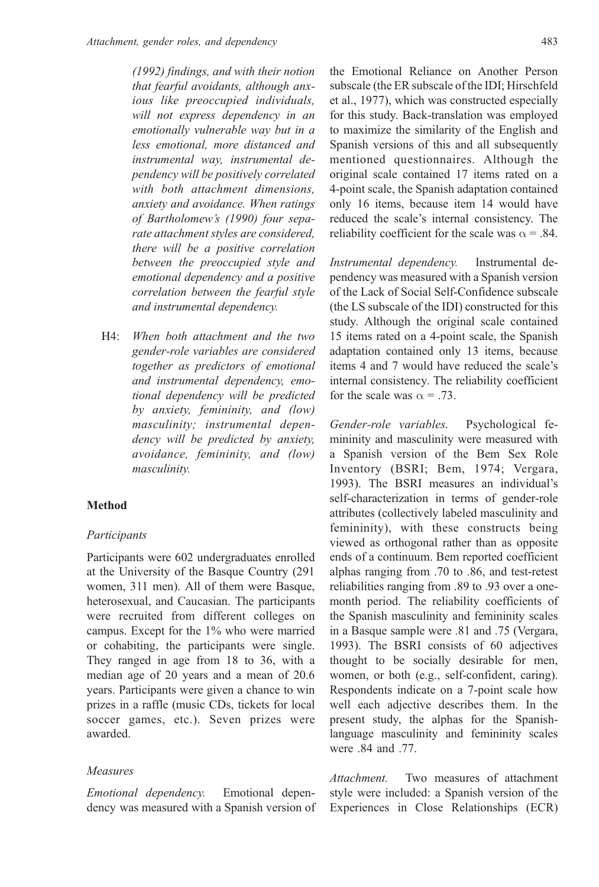*(1992) findings, and with their notion that fearful avoidants, although anxious like preoccupied individuals, will not express dependency in an emotionally vulnerable way but in a less emotional, more distanced and instrumental way, instrumental dependency will be positively correlated with both attachment dimensions, anxiety and avoidance. When ratings of Bartholomew's (1990) four separate attachment styles are considered, there will be a positive correlation between the preoccupied style and emotional dependency and a positive correlation between the fearful style and instrumental dependency.*

H4: *When both attachment and the two gender-role variables are considered together as predictors of emotional and instrumental dependency, emotional dependency will be predicted by anxiety, femininity, and (low) masculinity; instrumental dependency will be predicted by anxiety, avoidance, femininity, and (low) masculinity.*

## Method

### Participants

Participants were 602 undergraduates enrolled at the University of the Basque Country (291 women, 311 men). All of them were Basque, heterosexual, and Caucasian. The participants were recruited from different colleges on campus. Except for the 1% who were married or cohabiting, the participants were single. They ranged in age from 18 to 36, with a median age of 20 years and a mean of 20.6 years. Participants were given a chance to win prizes in a raffle (music CDs, tickets for local soccer games, etc.). Seven prizes were awarded.

### Measures

*Emotional dependency.* Emotional dependency was measured with a Spanish version of the Emotional Reliance on Another Person subscale (the ER subscale of the IDI; Hirschfeld et al., 1977), which was constructed especially for this study. Back-translation was employed to maximize the similarity of the English and Spanish versions of this and all subsequently mentioned questionnaires. Although the original scale contained 17 items rated on a 4-point scale, the Spanish adaptation contained only 16 items, because item 14 would have reduced the scale's internal consistency. The reliability coefficient for the scale was $\alpha = .84$.

*Instrumental dependency.* Instrumental dependency was measured with a Spanish version of the Lack of Social Self-Confidence subscale (the LS subscale of the IDI) constructed for this study. Although the original scale contained 15 items rated on a 4-point scale, the Spanish adaptation contained only 13 items, because items 4 and 7 would have reduced the scale's internal consistency. The reliability coefficient for the scale was $\alpha = .73$.

*Gender-role variables.* Psychological femininity and masculinity were measured with a Spanish version of the Bem Sex Role Inventory (BSRI; Bem, 1974; Vergara, 1993). The BSRI measures an individual's self-characterization in terms of gender-role attributes (collectively labeled masculinity and femininity), with these constructs being viewed as orthogonal rather than as opposite ends of a continuum. Bem reported coefficient alphas ranging from .70 to .86, and test-retest reliabilities ranging from .89 to .93 over a one-month period. The reliability coefficients of the Spanish masculinity and femininity scales in a Basque sample were .81 and .75 (Vergara, 1993). The BSRI consists of 60 adjectives thought to be socially desirable for men, women, or both (e.g., self-confident, caring). Respondents indicate on a 7-point scale how well each adjective describes them. In the present study, the alphas for the Spanish-language masculinity and femininity scales were .84 and .77.

*Attachment.* Two measures of attachment style were included: a Spanish version of the Experiences in Close Relationships (ECR)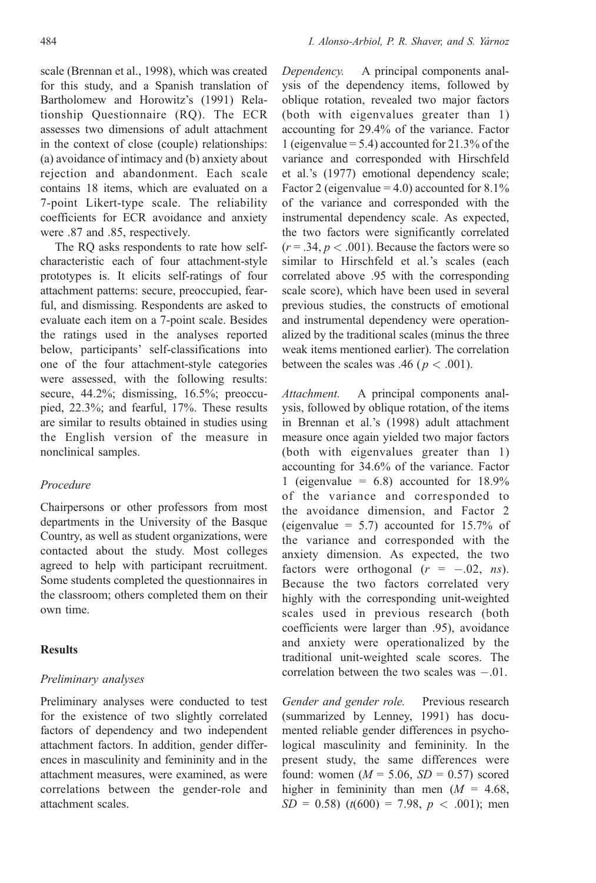scale (Brennan et al., 1998), which was created for this study, and a Spanish translation of Bartholomew and Horowitz's (1991) Relationship Questionnaire (RQ). The ECR assesses two dimensions of adult attachment in the context of close (couple) relationships: (a) avoidance of intimacy and (b) anxiety about rejection and abandonment. Each scale contains 18 items, which are evaluated on a 7-point Likert-type scale. The reliability coefficients for ECR avoidance and anxiety were .87 and .85, respectively.

The RQ asks respondents to rate how self-characteristic each of four attachment-style prototypes is. It elicits self-ratings of four attachment patterns: secure, preoccupied, fearful, and dismissing. Respondents are asked to evaluate each item on a 7-point scale. Besides the ratings used in the analyses reported below, participants' self-classifications into one of the four attachment-style categories were assessed, with the following results: secure, 44.2%; dismissing, 16.5%; preoccupied, 22.3%; and fearful, 17%. These results are similar to results obtained in studies using the English version of the measure in nonclinical samples.

### Procedure

Chairpersons or other professors from most departments in the University of the Basque Country, as well as student organizations, were contacted about the study. Most colleges agreed to help with participant recruitment. Some students completed the questionnaires in the classroom; others completed them on their own time.

## Results

### Preliminary analyses

Preliminary analyses were conducted to test for the existence of two slightly correlated factors of dependency and two independent attachment factors. In addition, gender differences in masculinity and femininity and in the attachment measures, were examined, as were correlations between the gender-role and attachment scales.

*Dependency.* A principal components analysis of the dependency items, followed by oblique rotation, revealed two major factors (both with eigenvalues greater than 1) accounting for 29.4% of the variance. Factor 1 (eigenvalue = 5.4) accounted for 21.3% of the variance and corresponded with Hirschfeld et al.'s (1977) emotional dependency scale; Factor 2 (eigenvalue = 4.0) accounted for 8.1% of the variance and corresponded with the instrumental dependency scale. As expected, the two factors were significantly correlated ($r = .34$, $p < .001$). Because the factors were so similar to Hirschfeld et al.'s scales (each correlated above .95 with the corresponding scale score), which have been used in several previous studies, the constructs of emotional and instrumental dependency were operationalized by the traditional scales (minus the three weak items mentioned earlier). The correlation between the scales was .46 ($p < .001$).

*Attachment.* A principal components analysis, followed by oblique rotation, of the items in Brennan et al.'s (1998) adult attachment measure once again yielded two major factors (both with eigenvalues greater than 1) accounting for 34.6% of the variance. Factor 1 (eigenvalue = 6.8) accounted for 18.9% of the variance and corresponded to the avoidance dimension, and Factor 2 (eigenvalue = 5.7) accounted for 15.7% of the variance and corresponded with the anxiety dimension. As expected, the two factors were orthogonal ($r = -.02$, *ns*). Because the two factors correlated very highly with the corresponding unit-weighted scales used in previous research (both coefficients were larger than .95), avoidance and anxiety were operationalized by the traditional unit-weighted scale scores. The correlation between the two scales was $-.01$.

*Gender and gender role.* Previous research (summarized by Lenney, 1991) has documented reliable gender differences in psychological masculinity and femininity. In the present study, the same differences were found: women ($M = 5.06$, $SD = 0.57$) scored higher in femininity than men ($M = 4.68$, $SD = 0.58$) ($t(600) = 7.98$, $p < .001$); men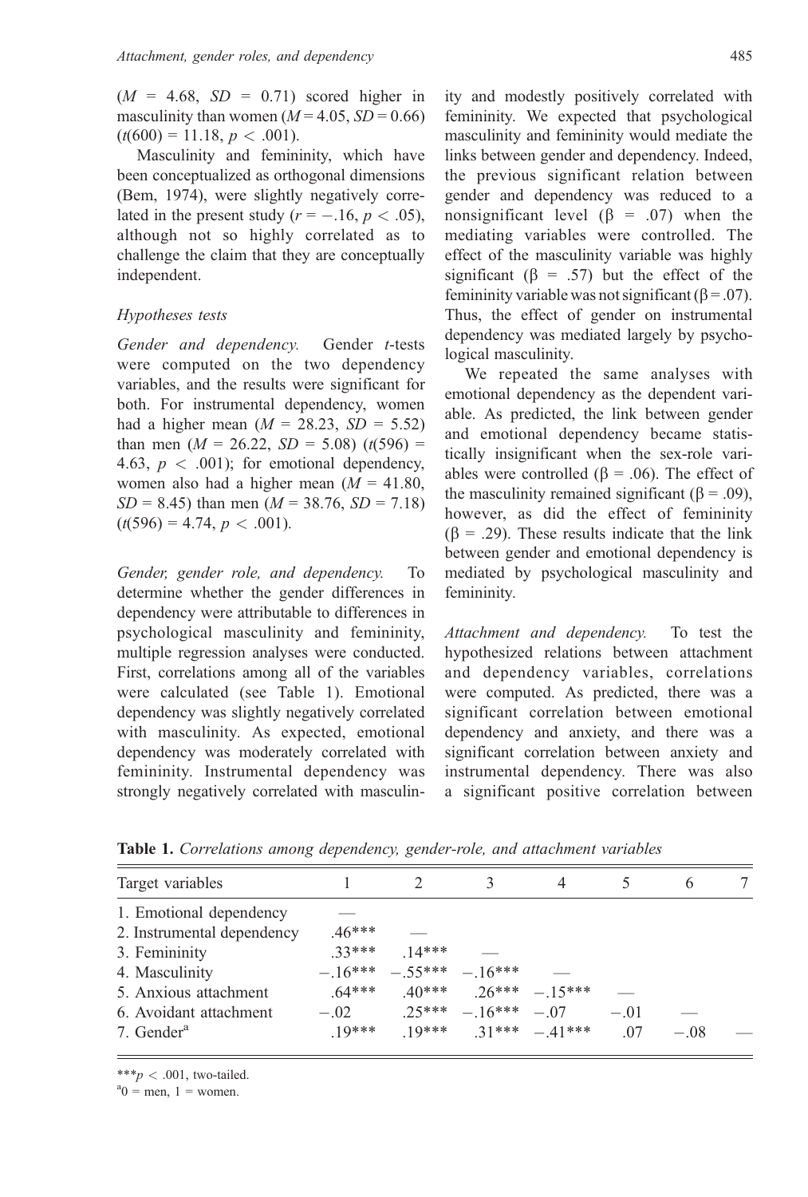($M$ = 4.68, $SD$ = 0.71) scored higher in masculinity than women ($M$ = 4.05, $SD$ = 0.66) ($t(600) = 11.18$, $p < .001$).

Masculinity and femininity, which have been conceptualized as orthogonal dimensions (Bem, 1974), were slightly negatively correlated in the present study ($r = -.16$, $p < .05$), although not so highly correlated as to challenge the claim that they are conceptually independent.

### *Hypotheses tests*

*Gender and dependency.* Gender *t*-tests were computed on the two dependency variables, and the results were significant for both. For instrumental dependency, women had a higher mean ($M$ = 28.23, $SD$ = 5.52) than men ($M$ = 26.22, $SD$ = 5.08) ($t(596) = 4.63$, $p < .001$); for emotional dependency, women also had a higher mean ($M$ = 41.80, $SD$ = 8.45) than men ($M$ = 38.76, $SD$ = 7.18) ($t(596) = 4.74$, $p < .001$).

*Gender, gender role, and dependency.* To determine whether the gender differences in dependency were attributable to differences in psychological masculinity and femininity, multiple regression analyses were conducted. First, correlations among all of the variables were calculated (see Table 1). Emotional dependency was slightly negatively correlated with masculinity. As expected, emotional dependency was moderately correlated with femininity. Instrumental dependency was strongly negatively correlated with masculinity and modestly positively correlated with femininity. We expected that psychological masculinity and femininity would mediate the links between gender and dependency. Indeed, the previous significant relation between gender and dependency was reduced to a nonsignificant level ($\beta$ = .07) when the mediating variables were controlled. The effect of the masculinity variable was highly significant ($\beta$ = .57) but the effect of the femininity variable was not significant ($\beta$ = .07). Thus, the effect of gender on instrumental dependency was mediated largely by psychological masculinity.

We repeated the same analyses with emotional dependency as the dependent variable. As predicted, the link between gender and emotional dependency became statistically insignificant when the sex-role variables were controlled ($\beta$ = .06). The effect of the masculinity remained significant ($\beta$ = .09), however, as did the effect of femininity ($\beta$ = .29). These results indicate that the link between gender and emotional dependency is mediated by psychological masculinity and femininity.

*Attachment and dependency.* To test the hypothesized relations between attachment and dependency variables, correlations were computed. As predicted, there was a significant correlation between emotional dependency and anxiety, and there was a significant correlation between anxiety and instrumental dependency. There was also a significant positive correlation between

**Table 1.** *Correlations among dependency, gender-role, and attachment variables*

| Target variables | 1 | 2 | 3 | 4 | 5 | 6 | 7 |
|---|---|---|---|---|---|---|---|
| 1. Emotional dependency | — | | | | | | |
| 2. Instrumental dependency | .46*** | — | | | | | |
| 3. Femininity | .33*** | .14*** | — | | | | |
| 4. Masculinity | −.16*** | −.55*** | −.16*** | — | | | |
| 5. Anxious attachment | .64*** | .40*** | .26*** | −.15*** | — | | |
| 6. Avoidant attachment | −.02 | .25*** | −.16*** | −.07 | −.01 | — | |
| 7. Gender[a] | .19*** | .19*** | .31*** | −.41*** | .07 | −.08 | — |

***$p < .001$, two-tailed.

[a]0 = men, 1 = women.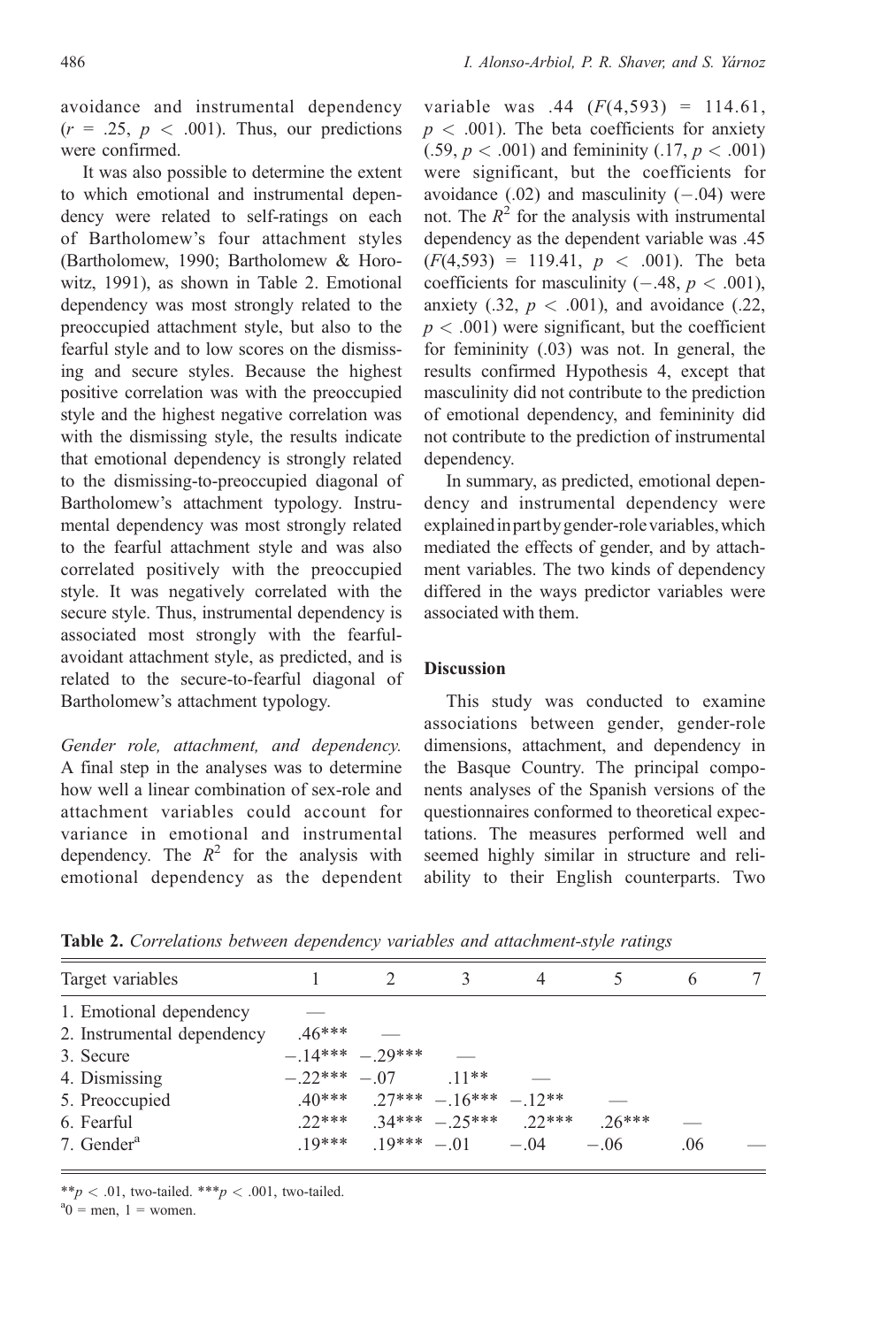avoidance and instrumental dependency ($r = .25$, $p < .001$). Thus, our predictions were confirmed.

It was also possible to determine the extent to which emotional and instrumental dependency were related to self-ratings on each of Bartholomew's four attachment styles (Bartholomew, 1990; Bartholomew & Horowitz, 1991), as shown in Table 2. Emotional dependency was most strongly related to the preoccupied attachment style, but also to the fearful style and to low scores on the dismissing and secure styles. Because the highest positive correlation was with the preoccupied style and the highest negative correlation was with the dismissing style, the results indicate that emotional dependency is strongly related to the dismissing-to-preoccupied diagonal of Bartholomew's attachment typology. Instrumental dependency was most strongly related to the fearful attachment style and was also correlated positively with the preoccupied style. It was negatively correlated with the secure style. Thus, instrumental dependency is associated most strongly with the fearful-avoidant attachment style, as predicted, and is related to the secure-to-fearful diagonal of Bartholomew's attachment typology.

*Gender role, attachment, and dependency.* A final step in the analyses was to determine how well a linear combination of sex-role and attachment variables could account for variance in emotional and instrumental dependency. The $R^2$ for the analysis with emotional dependency as the dependent variable was .44 ($F(4,593) = 114.61$, $p < .001$). The beta coefficients for anxiety (.59, $p < .001$) and femininity (.17, $p < .001$) were significant, but the coefficients for avoidance (.02) and masculinity (−.04) were not. The $R^2$ for the analysis with instrumental dependency as the dependent variable was .45 ($F(4,593) = 119.41$, $p < .001$). The beta coefficients for masculinity (−.48, $p < .001$), anxiety (.32, $p < .001$), and avoidance (.22, $p < .001$) were significant, but the coefficient for femininity (.03) was not. In general, the results confirmed Hypothesis 4, except that masculinity did not contribute to the prediction of emotional dependency, and femininity did not contribute to the prediction of instrumental dependency.

In summary, as predicted, emotional dependency and instrumental dependency were explained in part by gender-role variables, which mediated the effects of gender, and by attachment variables. The two kinds of dependency differed in the ways predictor variables were associated with them.

## Discussion

This study was conducted to examine associations between gender, gender-role dimensions, attachment, and dependency in the Basque Country. The principal components analyses of the Spanish versions of the questionnaires conformed to theoretical expectations. The measures performed well and seemed highly similar in structure and reliability to their English counterparts. Two

**Table 2.** *Correlations between dependency variables and attachment-style ratings*

| Target variables | 1 | 2 | 3 | 4 | 5 | 6 | 7 |
|---|---|---|---|---|---|---|---|
| 1. Emotional dependency | — | | | | | | |
| 2. Instrumental dependency | .46*** | — | | | | | |
| 3. Secure | −.14*** | −.29*** | — | | | | |
| 4. Dismissing | −.22*** | −.07 | .11** | — | | | |
| 5. Preoccupied | .40*** | .27*** | −.16*** | −.12** | — | | |
| 6. Fearful | .22*** | .34*** | −.25*** | .22*** | .26*** | — | |
| 7. Gender[a] | .19*** | .19*** | −.01 | −.04 | −.06 | .06 | — |

**$p < .01$, two-tailed. ***$p < .001$, two-tailed.
[a]0 = men, 1 = women.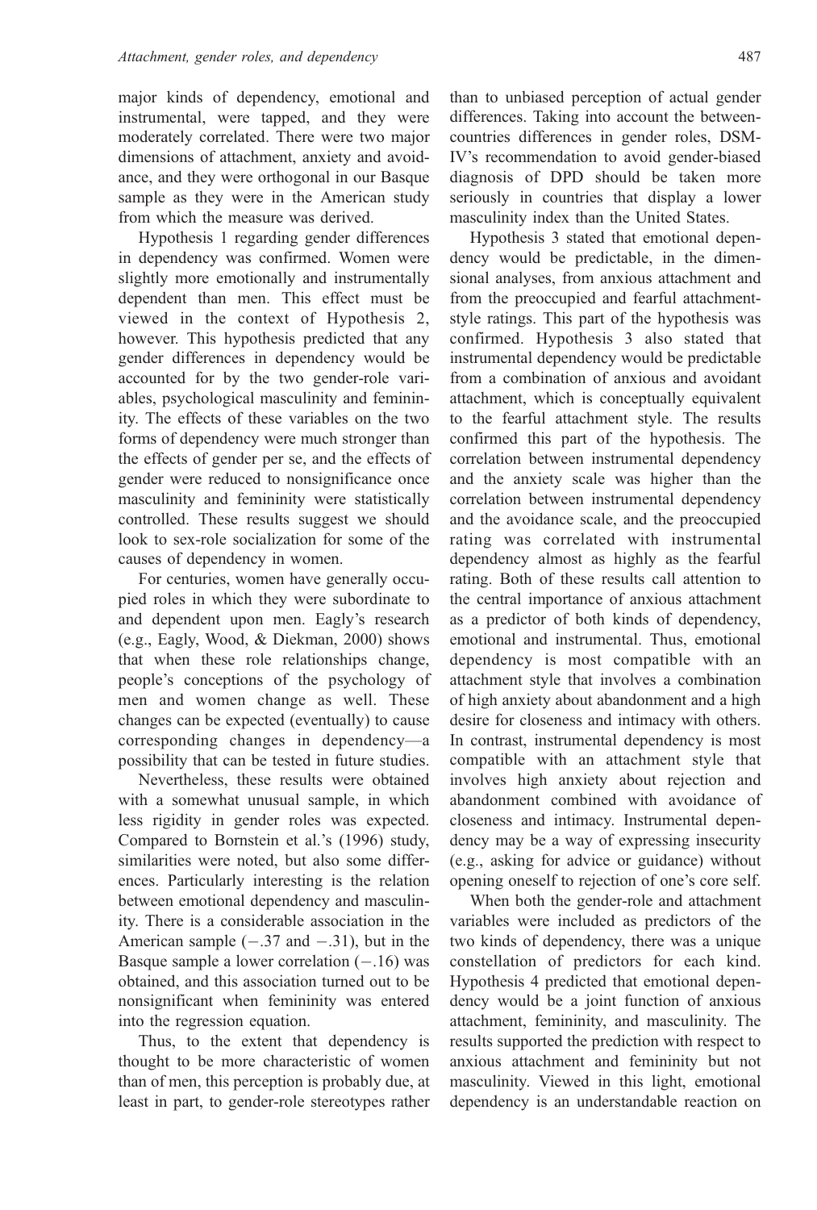major kinds of dependency, emotional and instrumental, were tapped, and they were moderately correlated. There were two major dimensions of attachment, anxiety and avoidance, and they were orthogonal in our Basque sample as they were in the American study from which the measure was derived.

Hypothesis 1 regarding gender differences in dependency was confirmed. Women were slightly more emotionally and instrumentally dependent than men. This effect must be viewed in the context of Hypothesis 2, however. This hypothesis predicted that any gender differences in dependency would be accounted for by the two gender-role variables, psychological masculinity and femininity. The effects of these variables on the two forms of dependency were much stronger than the effects of gender per se, and the effects of gender were reduced to nonsignificance once masculinity and femininity were statistically controlled. These results suggest we should look to sex-role socialization for some of the causes of dependency in women.

For centuries, women have generally occupied roles in which they were subordinate to and dependent upon men. Eagly's research (e.g., Eagly, Wood, & Diekman, 2000) shows that when these role relationships change, people's conceptions of the psychology of men and women change as well. These changes can be expected (eventually) to cause corresponding changes in dependency—a possibility that can be tested in future studies.

Nevertheless, these results were obtained with a somewhat unusual sample, in which less rigidity in gender roles was expected. Compared to Bornstein et al.'s (1996) study, similarities were noted, but also some differences. Particularly interesting is the relation between emotional dependency and masculinity. There is a considerable association in the American sample (−.37 and −.31), but in the Basque sample a lower correlation (−.16) was obtained, and this association turned out to be nonsignificant when femininity was entered into the regression equation.

Thus, to the extent that dependency is thought to be more characteristic of women than of men, this perception is probably due, at least in part, to gender-role stereotypes rather than to unbiased perception of actual gender differences. Taking into account the between-countries differences in gender roles, DSM-IV's recommendation to avoid gender-biased diagnosis of DPD should be taken more seriously in countries that display a lower masculinity index than the United States.

Hypothesis 3 stated that emotional dependency would be predictable, in the dimensional analyses, from anxious attachment and from the preoccupied and fearful attachment-style ratings. This part of the hypothesis was confirmed. Hypothesis 3 also stated that instrumental dependency would be predictable from a combination of anxious and avoidant attachment, which is conceptually equivalent to the fearful attachment style. The results confirmed this part of the hypothesis. The correlation between instrumental dependency and the anxiety scale was higher than the correlation between instrumental dependency and the avoidance scale, and the preoccupied rating was correlated with instrumental dependency almost as highly as the fearful rating. Both of these results call attention to the central importance of anxious attachment as a predictor of both kinds of dependency, emotional and instrumental. Thus, emotional dependency is most compatible with an attachment style that involves a combination of high anxiety about abandonment and a high desire for closeness and intimacy with others. In contrast, instrumental dependency is most compatible with an attachment style that involves high anxiety about rejection and abandonment combined with avoidance of closeness and intimacy. Instrumental dependency may be a way of expressing insecurity (e.g., asking for advice or guidance) without opening oneself to rejection of one's core self.

When both the gender-role and attachment variables were included as predictors of the two kinds of dependency, there was a unique constellation of predictors for each kind. Hypothesis 4 predicted that emotional dependency would be a joint function of anxious attachment, femininity, and masculinity. The results supported the prediction with respect to anxious attachment and femininity but not masculinity. Viewed in this light, emotional dependency is an understandable reaction on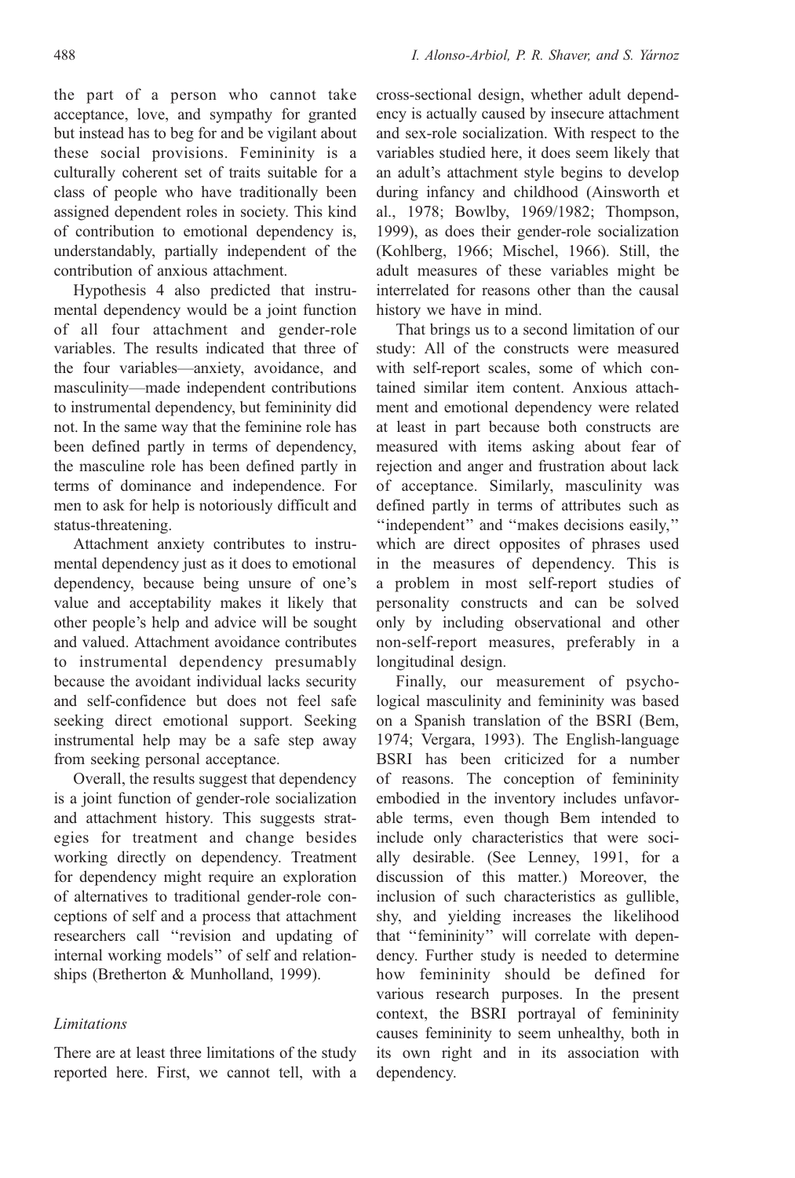the part of a person who cannot take acceptance, love, and sympathy for granted but instead has to beg for and be vigilant about these social provisions. Femininity is a culturally coherent set of traits suitable for a class of people who have traditionally been assigned dependent roles in society. This kind of contribution to emotional dependency is, understandably, partially independent of the contribution of anxious attachment.

Hypothesis 4 also predicted that instrumental dependency would be a joint function of all four attachment and gender-role variables. The results indicated that three of the four variables—anxiety, avoidance, and masculinity—made independent contributions to instrumental dependency, but femininity did not. In the same way that the feminine role has been defined partly in terms of dependency, the masculine role has been defined partly in terms of dominance and independence. For men to ask for help is notoriously difficult and status-threatening.

Attachment anxiety contributes to instrumental dependency just as it does to emotional dependency, because being unsure of one's value and acceptability makes it likely that other people's help and advice will be sought and valued. Attachment avoidance contributes to instrumental dependency presumably because the avoidant individual lacks security and self-confidence but does not feel safe seeking direct emotional support. Seeking instrumental help may be a safe step away from seeking personal acceptance.

Overall, the results suggest that dependency is a joint function of gender-role socialization and attachment history. This suggests strategies for treatment and change besides working directly on dependency. Treatment for dependency might require an exploration of alternatives to traditional gender-role conceptions of self and a process that attachment researchers call ''revision and updating of internal working models'' of self and relationships (Bretherton & Munholland, 1999).

### *Limitations*

There are at least three limitations of the study reported here. First, we cannot tell, with a cross-sectional design, whether adult dependency is actually caused by insecure attachment and sex-role socialization. With respect to the variables studied here, it does seem likely that an adult's attachment style begins to develop during infancy and childhood (Ainsworth et al., 1978; Bowlby, 1969/1982; Thompson, 1999), as does their gender-role socialization (Kohlberg, 1966; Mischel, 1966). Still, the adult measures of these variables might be interrelated for reasons other than the causal history we have in mind.

That brings us to a second limitation of our study: All of the constructs were measured with self-report scales, some of which contained similar item content. Anxious attachment and emotional dependency were related at least in part because both constructs are measured with items asking about fear of rejection and anger and frustration about lack of acceptance. Similarly, masculinity was defined partly in terms of attributes such as ''independent'' and ''makes decisions easily,'' which are direct opposites of phrases used in the measures of dependency. This is a problem in most self-report studies of personality constructs and can be solved only by including observational and other non-self-report measures, preferably in a longitudinal design.

Finally, our measurement of psychological masculinity and femininity was based on a Spanish translation of the BSRI (Bem, 1974; Vergara, 1993). The English-language BSRI has been criticized for a number of reasons. The conception of femininity embodied in the inventory includes unfavorable terms, even though Bem intended to include only characteristics that were socially desirable. (See Lenney, 1991, for a discussion of this matter.) Moreover, the inclusion of such characteristics as gullible, shy, and yielding increases the likelihood that ''femininity'' will correlate with dependency. Further study is needed to determine how femininity should be defined for various research purposes. In the present context, the BSRI portrayal of femininity causes femininity to seem unhealthy, both in its own right and in its association with dependency.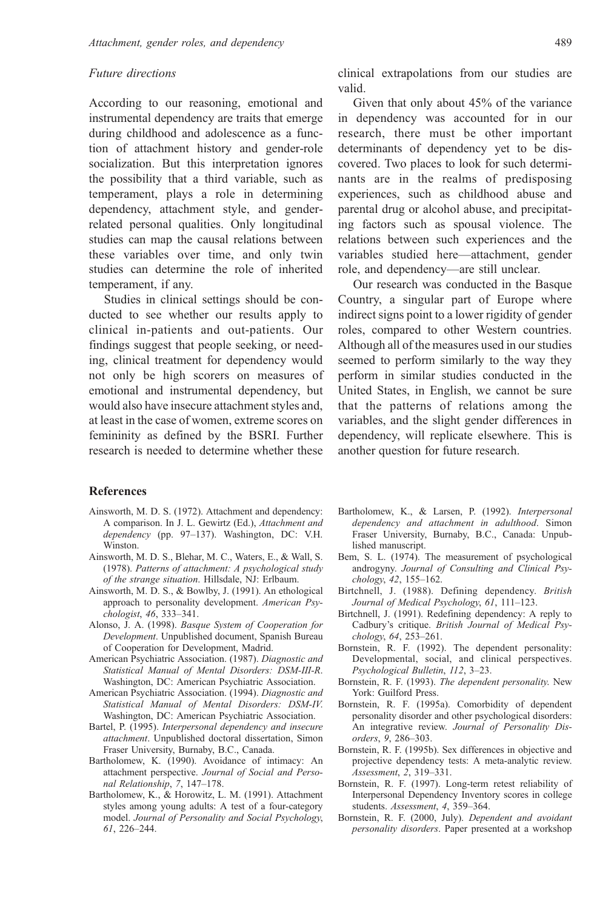### *Future directions*

According to our reasoning, emotional and instrumental dependency are traits that emerge during childhood and adolescence as a function of attachment history and gender-role socialization. But this interpretation ignores the possibility that a third variable, such as temperament, plays a role in determining dependency, attachment style, and gender-related personal qualities. Only longitudinal studies can map the causal relations between these variables over time, and only twin studies can determine the role of inherited temperament, if any.

Studies in clinical settings should be conducted to see whether our results apply to clinical in-patients and out-patients. Our findings suggest that people seeking, or needing, clinical treatment for dependency would not only be high scorers on measures of emotional and instrumental dependency, but would also have insecure attachment styles and, at least in the case of women, extreme scores on femininity as defined by the BSRI. Further research is needed to determine whether these clinical extrapolations from our studies are valid.

Given that only about 45% of the variance in dependency was accounted for in our research, there must be other important determinants of dependency yet to be discovered. Two places to look for such determinants are in the realms of predisposing experiences, such as childhood abuse and parental drug or alcohol abuse, and precipitating factors such as spousal violence. The relations between such experiences and the variables studied here—attachment, gender role, and dependency—are still unclear.

Our research was conducted in the Basque Country, a singular part of Europe where indirect signs point to a lower rigidity of gender roles, compared to other Western countries. Although all of the measures used in our studies seemed to perform similarly to the way they perform in similar studies conducted in the United States, in English, we cannot be sure that the patterns of relations among the variables, and the slight gender differences in dependency, will replicate elsewhere. This is another question for future research.

## References

Ainsworth, M. D. S. (1972). Attachment and dependency: A comparison. In J. L. Gewirtz (Ed.), *Attachment and dependency* (pp. 97–137). Washington, DC: V.H. Winston.

Ainsworth, M. D. S., Blehar, M. C., Waters, E., & Wall, S. (1978). *Patterns of attachment: A psychological study of the strange situation*. Hillsdale, NJ: Erlbaum.

Ainsworth, M. D. S., & Bowlby, J. (1991). An ethological approach to personality development. *American Psychologist*, *46*, 333–341.

Alonso, J. A. (1998). *Basque System of Cooperation for Development*. Unpublished document, Spanish Bureau of Cooperation for Development, Madrid.

American Psychiatric Association. (1987). *Diagnostic and Statistical Manual of Mental Disorders: DSM-III-R*. Washington, DC: American Psychiatric Association.

American Psychiatric Association. (1994). *Diagnostic and Statistical Manual of Mental Disorders: DSM-IV.* Washington, DC: American Psychiatric Association.

Bartel, P. (1995). *Interpersonal dependency and insecure attachment*. Unpublished doctoral dissertation, Simon Fraser University, Burnaby, B.C., Canada.

Bartholomew, K. (1990). Avoidance of intimacy: An attachment perspective. *Journal of Social and Personal Relationship*, *7*, 147–178.

Bartholomew, K., & Horowitz, L. M. (1991). Attachment styles among young adults: A test of a four-category model. *Journal of Personality and Social Psychology*, *61*, 226–244.

Bartholomew, K., & Larsen, P. (1992). *Interpersonal dependency and attachment in adulthood*. Simon Fraser University, Burnaby, B.C., Canada: Unpublished manuscript.

Bem, S. L. (1974). The measurement of psychological androgyny. *Journal of Consulting and Clinical Psychology*, *42*, 155–162.

Birtchnell, J. (1988). Defining dependency. *British Journal of Medical Psychology*, *61*, 111–123.

Birtchnell, J. (1991). Redefining dependency: A reply to Cadbury's critique. *British Journal of Medical Psychology*, *64*, 253–261.

Bornstein, R. F. (1992). The dependent personality: Developmental, social, and clinical perspectives. *Psychological Bulletin*, *112*, 3–23.

Bornstein, R. F. (1993). *The dependent personality.* New York: Guilford Press.

Bornstein, R. F. (1995a). Comorbidity of dependent personality disorder and other psychological disorders: An integrative review. *Journal of Personality Disorders*, *9*, 286–303.

Bornstein, R. F. (1995b). Sex differences in objective and projective dependency tests: A meta-analytic review. *Assessment*, *2*, 319–331.

Bornstein, R. F. (1997). Long-term retest reliability of Interpersonal Dependency Inventory scores in college students. *Assessment*, *4*, 359–364.

Bornstein, R. F. (2000, July). *Dependent and avoidant personality disorders*. Paper presented at a workshop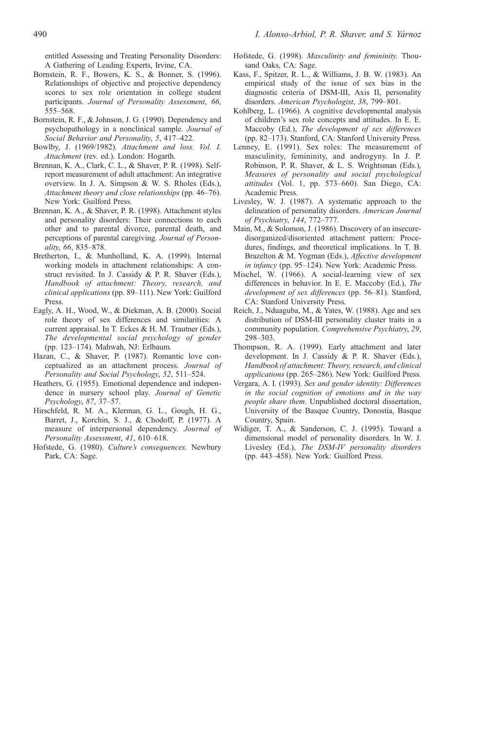entitled Assessing and Treating Personality Disorders: A Gathering of Leading Experts, Irvine, CA.

Bornstein, R. F., Bowers, K. S., & Bonner, S. (1996). Relationships of objective and projective dependency scores to sex role orientation in college student participants. *Journal of Personality Assessment*, *66*, 555–568.

Bornstein, R. F., & Johnson, J. G. (1990). Dependency and psychopathology in a nonclinical sample. *Journal of Social Behavior and Personality*, *5*, 417–422.

Bowlby, J. (1969/1982). *Attachment and loss. Vol. I. Attachment* (rev. ed.). London: Hogarth.

Brennan, K. A., Clark, C. L., & Shaver, P. R. (1998). Self-report measurement of adult attachment: An integrative overview. In J. A. Simpson & W. S. Rholes (Eds.), *Attachment theory and close relationships* (pp. 46–76). New York: Guilford Press.

Brennan, K. A., & Shaver, P. R. (1998). Attachment styles and personality disorders: Their connections to each other and to parental divorce, parental death, and perceptions of parental caregiving. *Journal of Personality*, *66*, 835–878.

Bretherton, I., & Munholland, K. A. (1999). Internal working models in attachment relationships: A construct revisited. In J. Cassidy & P. R. Shaver (Eds.), *Handbook of attachment: Theory, research, and clinical applications* (pp. 89–111). New York: Guilford Press.

Eagly, A. H., Wood, W., & Diekman, A. B. (2000). Social role theory of sex differences and similarities: A current appraisal. In T. Eckes & H. M. Trautner (Eds.), *The developmental social psychology of gender* (pp. 123–174). Mahwah, NJ: Erlbaum.

Hazan, C., & Shaver, P. (1987). Romantic love conceptualized as an attachment process. *Journal of Personality and Social Psychology*, *52*, 511–524.

Heathers, G. (1955). Emotional dependence and independence in nursery school play. *Journal of Genetic Psychology*, *87*, 37–57.

Hirschfeld, R. M. A., Klerman, G. L., Gough, H. G., Barret, J., Korchin, S. J., & Chodoff, P. (1977). A measure of interpersonal dependency. *Journal of Personality Assessment*, *41*, 610–618.

Hofstede, G. (1980). *Culture's consequences*. Newbury Park, CA: Sage.

Hofstede, G. (1998). *Masculinity and femininity*. Thousand Oaks, CA: Sage.

Kass, F., Spitzer, R. L., & Williams, J. B. W. (1983). An empirical study of the issue of sex bias in the diagnostic criteria of DSM-III, Axis II, personality disorders. *American Psychologist*, *38*, 799–801.

Kohlberg, L. (1966). A cognitive developmental analysis of children's sex role concepts and attitudes. In E. E. Maccoby (Ed.), *The development of sex differences* (pp. 82–173). Stanford, CA: Stanford University Press.

Lenney, E. (1991). Sex roles: The measurement of masculinity, femininity, and androgyny. In J. P. Robinson, P. R. Shaver, & L. S. Wrightsman (Eds.), *Measures of personality and social psychological attitudes* (Vol. 1, pp. 573–660). San Diego, CA: Academic Press.

Livesley, W. J. (1987). A systematic approach to the delineation of personality disorders. *American Journal of Psychiatry*, *144*, 772–777.

Main, M., & Solomon, J. (1986). Discovery of an insecure-disorganized/disoriented attachment pattern: Procedures, findings, and theoretical implications. In T. B. Brazelton & M. Yogman (Eds.), *Affective development in infancy* (pp. 95–124). New York: Academic Press.

Mischel, W. (1966). A social-learning view of sex differences in behavior. In E. E. Maccoby (Ed.), *The development of sex differences* (pp. 56–81). Stanford, CA: Stanford University Press.

Reich, J., Nduaguba, M., & Yates, W. (1988). Age and sex distribution of DSM-III personality cluster traits in a community population. *Comprehensive Psychiatry*, *29*, 298–303.

Thompson, R. A. (1999). Early attachment and later development. In J. Cassidy & P. R. Shaver (Eds.), *Handbook of attachment: Theory, research, and clinical applications* (pp. 265–286). New York: Guilford Press.

Vergara, A. I. (1993). *Sex and gender identity: Differences in the social cognition of emotions and in the way people share them*. Unpublished doctoral dissertation, University of the Basque Country, Donostia, Basque Country, Spain.

Widiger, T. A., & Sanderson, C. J. (1995). Toward a dimensional model of personality disorders. In W. J. Livesley (Ed.), *The DSM-IV personality disorders* (pp. 443–458). New York: Guilford Press.